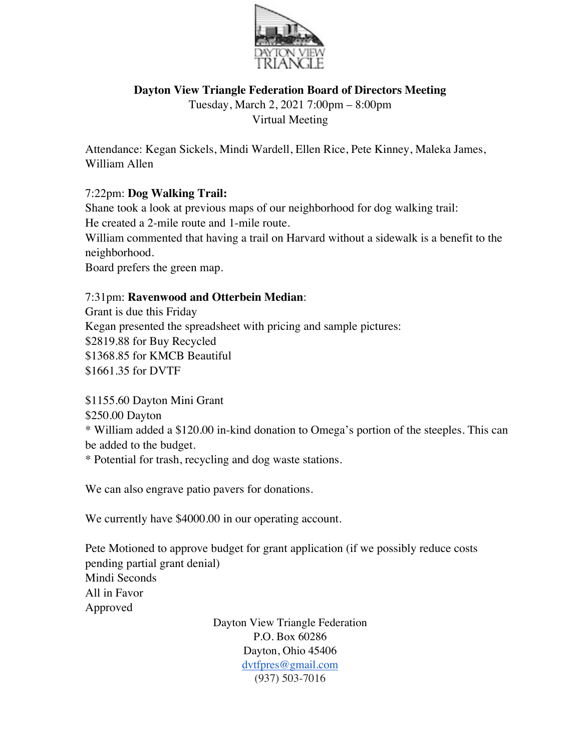# Dayton View Triangle Federation Board of Directors Meeting

Tuesday, March 2, 2021 7:00pm – 8:00pm
Virtual Meeting

Attendance: Kegan Sickels, Mindi Wardell, Ellen Rice, Pete Kinney, Maleka James, William Allen

7:22pm: **Dog Walking Trail:**
Shane took a look at previous maps of our neighborhood for dog walking trail:
He created a 2-mile route and 1-mile route.
William commented that having a trail on Harvard without a sidewalk is a benefit to the neighborhood.
Board prefers the green map.

7:31pm: **Ravenwood and Otterbein Median**:
Grant is due this Friday
Kegan presented the spreadsheet with pricing and sample pictures:
$2819.88 for Buy Recycled
$1368.85 for KMCB Beautiful
$1661.35 for DVTF

$1155.60 Dayton Mini Grant
$250.00 Dayton
* William added a $120.00 in-kind donation to Omega's portion of the steeples. This can be added to the budget.
* Potential for trash, recycling and dog waste stations.

We can also engrave patio pavers for donations.

We currently have $4000.00 in our operating account.

Pete Motioned to approve budget for grant application (if we possibly reduce costs pending partial grant denial)
Mindi Seconds
All in Favor
Approved

Dayton View Triangle Federation
P.O. Box 60286
Dayton, Ohio 45406
dvtfpres@gmail.com
(937) 503-7016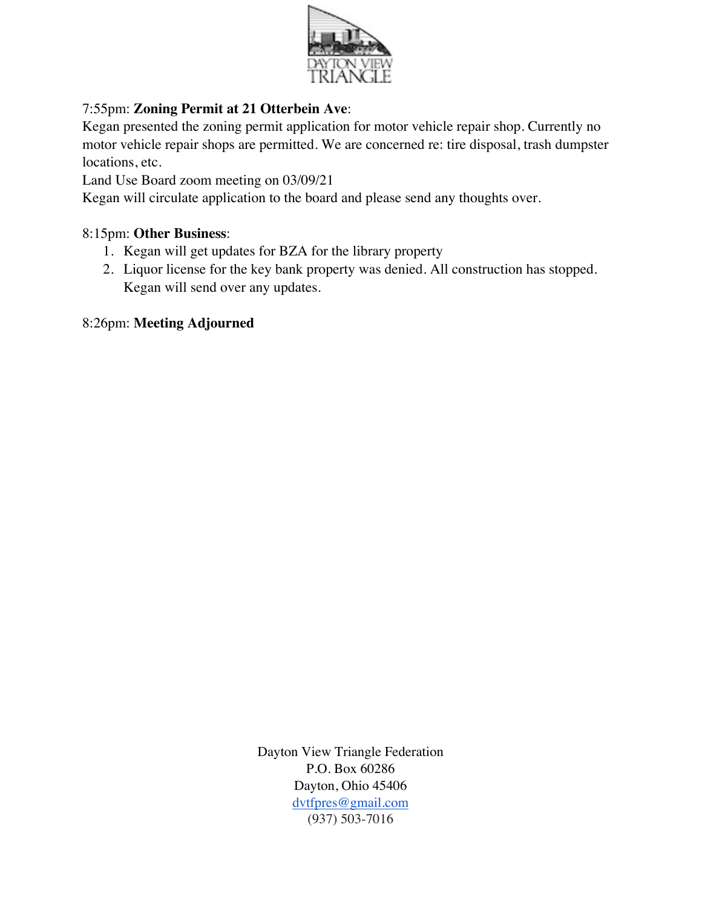7:55pm: **Zoning Permit at 21 Otterbein Ave**:
Kegan presented the zoning permit application for motor vehicle repair shop. Currently no motor vehicle repair shops are permitted. We are concerned re: tire disposal, trash dumpster locations, etc.
Land Use Board zoom meeting on 03/09/21
Kegan will circulate application to the board and please send any thoughts over.

8:15pm: **Other Business**:

1. Kegan will get updates for BZA for the library property
2. Liquor license for the key bank property was denied. All construction has stopped. Kegan will send over any updates.

8:26pm: **Meeting Adjourned**

Dayton View Triangle Federation
P.O. Box 60286
Dayton, Ohio 45406
dvtfpres@gmail.com
(937) 503-7016